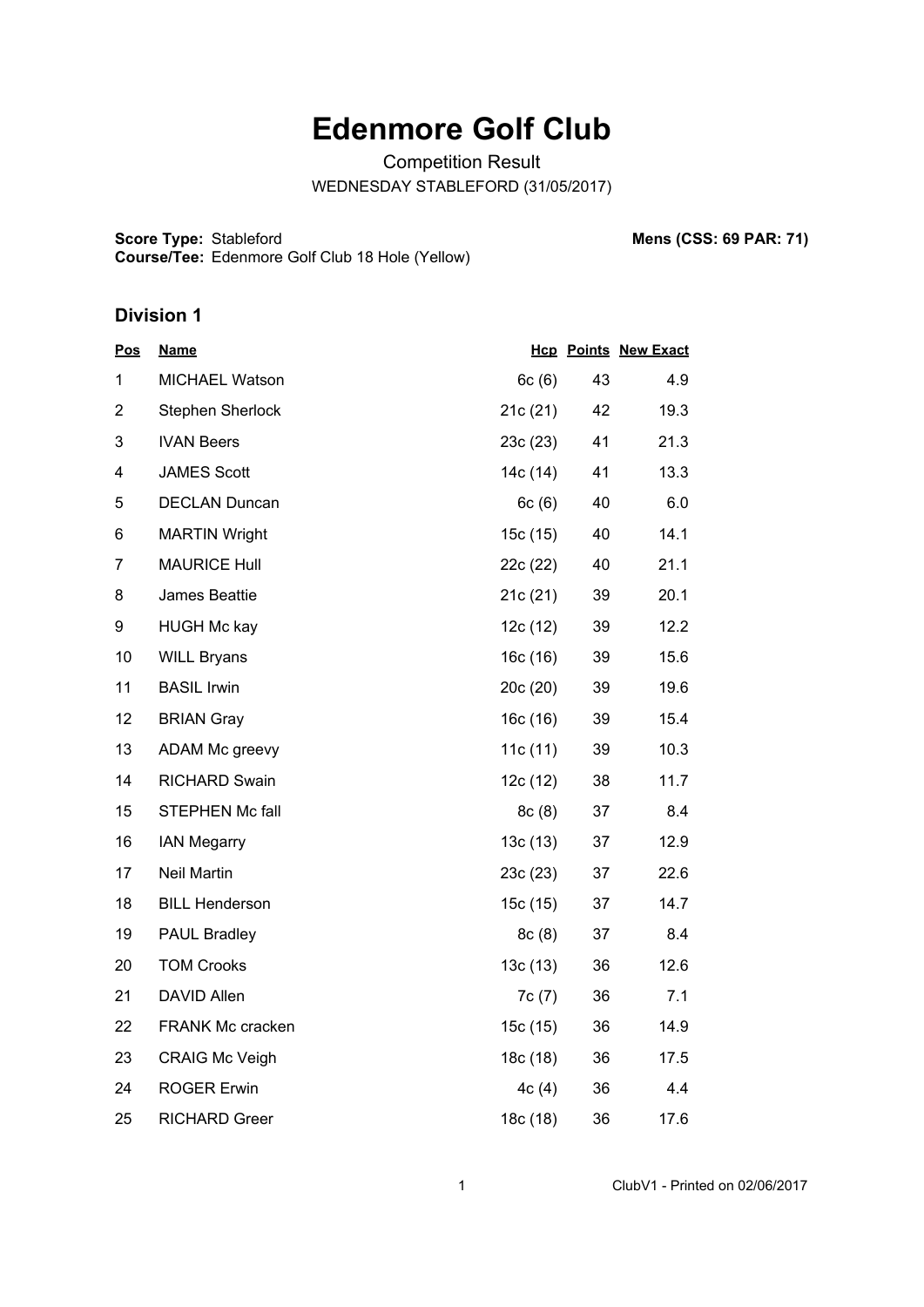# Edenmore Golf Club

Competition Result

WEDNESDAY STABLEFORD (31/05/2017)

**Score Type:** Stableford
**Course/Tee:** Edenmore Golf Club 18 Hole (Yellow)

**Mens (CSS: 69 PAR: 71)**

## Division 1

| Pos | Name | Hcp | Points | New Exact |
|---|---|---|---|---|
| 1 | MICHAEL Watson | 6c (6) | 43 | 4.9 |
| 2 | Stephen Sherlock | 21c (21) | 42 | 19.3 |
| 3 | IVAN Beers | 23c (23) | 41 | 21.3 |
| 4 | JAMES Scott | 14c (14) | 41 | 13.3 |
| 5 | DECLAN Duncan | 6c (6) | 40 | 6.0 |
| 6 | MARTIN Wright | 15c (15) | 40 | 14.1 |
| 7 | MAURICE Hull | 22c (22) | 40 | 21.1 |
| 8 | James Beattie | 21c (21) | 39 | 20.1 |
| 9 | HUGH Mc kay | 12c (12) | 39 | 12.2 |
| 10 | WILL Bryans | 16c (16) | 39 | 15.6 |
| 11 | BASIL Irwin | 20c (20) | 39 | 19.6 |
| 12 | BRIAN Gray | 16c (16) | 39 | 15.4 |
| 13 | ADAM Mc greevy | 11c (11) | 39 | 10.3 |
| 14 | RICHARD Swain | 12c (12) | 38 | 11.7 |
| 15 | STEPHEN Mc fall | 8c (8) | 37 | 8.4 |
| 16 | IAN Megarry | 13c (13) | 37 | 12.9 |
| 17 | Neil Martin | 23c (23) | 37 | 22.6 |
| 18 | BILL Henderson | 15c (15) | 37 | 14.7 |
| 19 | PAUL Bradley | 8c (8) | 37 | 8.4 |
| 20 | TOM Crooks | 13c (13) | 36 | 12.6 |
| 21 | DAVID Allen | 7c (7) | 36 | 7.1 |
| 22 | FRANK Mc cracken | 15c (15) | 36 | 14.9 |
| 23 | CRAIG Mc Veigh | 18c (18) | 36 | 17.5 |
| 24 | ROGER Erwin | 4c (4) | 36 | 4.4 |
| 25 | RICHARD Greer | 18c (18) | 36 | 17.6 |

ClubV1 - Printed on 02/06/2017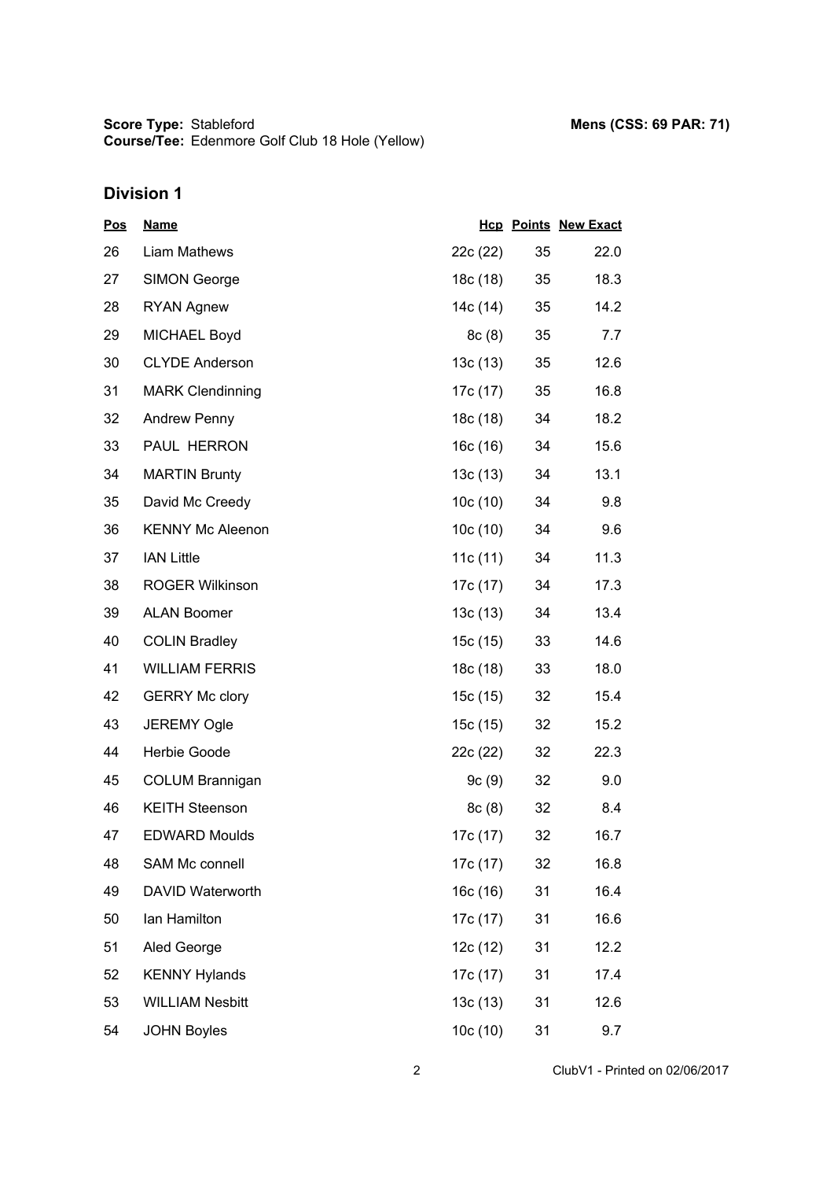**Score Type:** Stableford
**Course/Tee:** Edenmore Golf Club 18 Hole (Yellow)

**Mens (CSS: 69 PAR: 71)**

## Division 1

| Pos | Name | Hcp | Points | New Exact |
|---|---|---|---|---|
| 26 | Liam Mathews | 22c (22) | 35 | 22.0 |
| 27 | SIMON George | 18c (18) | 35 | 18.3 |
| 28 | RYAN Agnew | 14c (14) | 35 | 14.2 |
| 29 | MICHAEL Boyd | 8c (8) | 35 | 7.7 |
| 30 | CLYDE Anderson | 13c (13) | 35 | 12.6 |
| 31 | MARK Clendinning | 17c (17) | 35 | 16.8 |
| 32 | Andrew Penny | 18c (18) | 34 | 18.2 |
| 33 | PAUL HERRON | 16c (16) | 34 | 15.6 |
| 34 | MARTIN Brunty | 13c (13) | 34 | 13.1 |
| 35 | David Mc Creedy | 10c (10) | 34 | 9.8 |
| 36 | KENNY Mc Aleenon | 10c (10) | 34 | 9.6 |
| 37 | IAN Little | 11c (11) | 34 | 11.3 |
| 38 | ROGER Wilkinson | 17c (17) | 34 | 17.3 |
| 39 | ALAN Boomer | 13c (13) | 34 | 13.4 |
| 40 | COLIN Bradley | 15c (15) | 33 | 14.6 |
| 41 | WILLIAM FERRIS | 18c (18) | 33 | 18.0 |
| 42 | GERRY Mc clory | 15c (15) | 32 | 15.4 |
| 43 | JEREMY Ogle | 15c (15) | 32 | 15.2 |
| 44 | Herbie Goode | 22c (22) | 32 | 22.3 |
| 45 | COLUM Brannigan | 9c (9) | 32 | 9.0 |
| 46 | KEITH Steenson | 8c (8) | 32 | 8.4 |
| 47 | EDWARD Moulds | 17c (17) | 32 | 16.7 |
| 48 | SAM Mc connell | 17c (17) | 32 | 16.8 |
| 49 | DAVID Waterworth | 16c (16) | 31 | 16.4 |
| 50 | Ian Hamilton | 17c (17) | 31 | 16.6 |
| 51 | Aled George | 12c (12) | 31 | 12.2 |
| 52 | KENNY Hylands | 17c (17) | 31 | 17.4 |
| 53 | WILLIAM Nesbitt | 13c (13) | 31 | 12.6 |
| 54 | JOHN Boyles | 10c (10) | 31 | 9.7 |

ClubV1 - Printed on 02/06/2017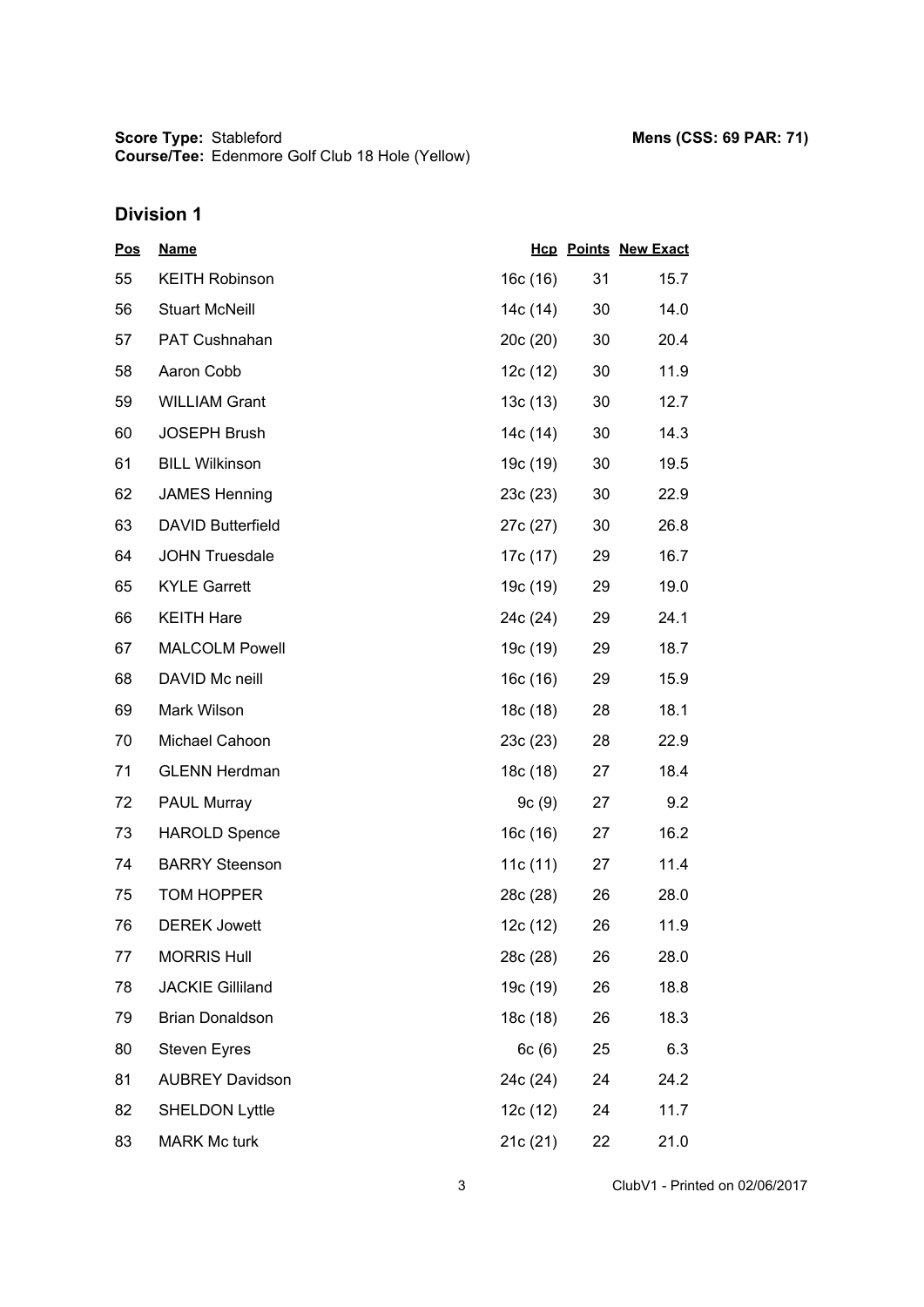**Score Type:** Stableford
**Course/Tee:** Edenmore Golf Club 18 Hole (Yellow)

**Mens (CSS: 69 PAR: 71)**

## Division 1

| Pos | Name | Hcp | Points | New Exact |
|---|---|---|---|---|
| 55 | KEITH Robinson | 16c (16) | 31 | 15.7 |
| 56 | Stuart McNeill | 14c (14) | 30 | 14.0 |
| 57 | PAT Cushnahan | 20c (20) | 30 | 20.4 |
| 58 | Aaron Cobb | 12c (12) | 30 | 11.9 |
| 59 | WILLIAM Grant | 13c (13) | 30 | 12.7 |
| 60 | JOSEPH Brush | 14c (14) | 30 | 14.3 |
| 61 | BILL Wilkinson | 19c (19) | 30 | 19.5 |
| 62 | JAMES Henning | 23c (23) | 30 | 22.9 |
| 63 | DAVID Butterfield | 27c (27) | 30 | 26.8 |
| 64 | JOHN Truesdale | 17c (17) | 29 | 16.7 |
| 65 | KYLE Garrett | 19c (19) | 29 | 19.0 |
| 66 | KEITH Hare | 24c (24) | 29 | 24.1 |
| 67 | MALCOLM Powell | 19c (19) | 29 | 18.7 |
| 68 | DAVID Mc neill | 16c (16) | 29 | 15.9 |
| 69 | Mark Wilson | 18c (18) | 28 | 18.1 |
| 70 | Michael Cahoon | 23c (23) | 28 | 22.9 |
| 71 | GLENN Herdman | 18c (18) | 27 | 18.4 |
| 72 | PAUL Murray | 9c (9) | 27 | 9.2 |
| 73 | HAROLD Spence | 16c (16) | 27 | 16.2 |
| 74 | BARRY Steenson | 11c (11) | 27 | 11.4 |
| 75 | TOM HOPPER | 28c (28) | 26 | 28.0 |
| 76 | DEREK Jowett | 12c (12) | 26 | 11.9 |
| 77 | MORRIS Hull | 28c (28) | 26 | 28.0 |
| 78 | JACKIE Gilliland | 19c (19) | 26 | 18.8 |
| 79 | Brian Donaldson | 18c (18) | 26 | 18.3 |
| 80 | Steven Eyres | 6c (6) | 25 | 6.3 |
| 81 | AUBREY Davidson | 24c (24) | 24 | 24.2 |
| 82 | SHELDON Lyttle | 12c (12) | 24 | 11.7 |
| 83 | MARK Mc turk | 21c (21) | 22 | 21.0 |

ClubV1 - Printed on 02/06/2017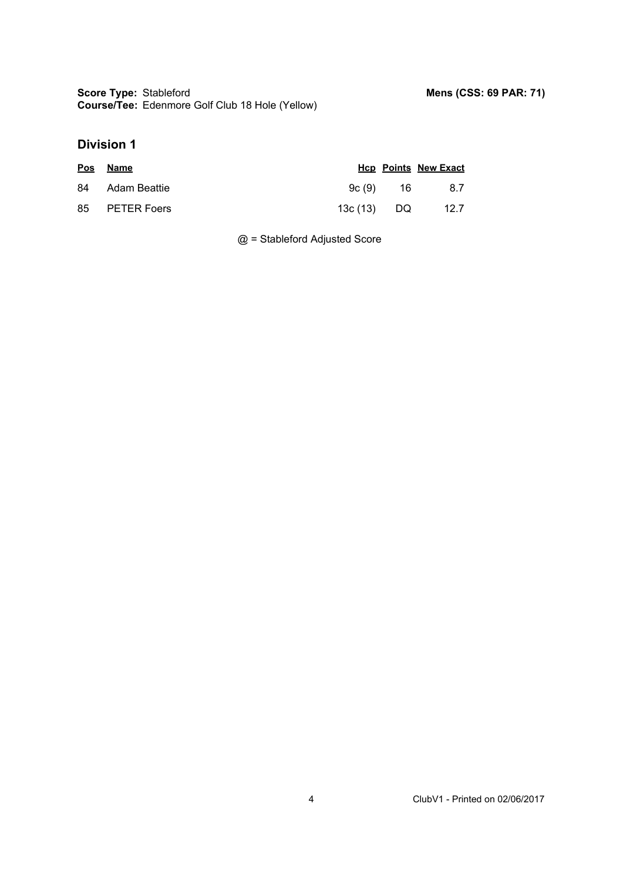**Score Type:** Stableford
**Course/Tee:** Edenmore Golf Club 18 Hole (Yellow)

**Mens (CSS: 69 PAR: 71)**

## Division 1

| Pos | Name | Hcp | Points | New Exact |
|---|---|---|---|---|
| 84 | Adam Beattie | 9c (9) | 16 | 8.7 |
| 85 | PETER Foers | 13c (13) | DQ | 12.7 |

@ = Stableford Adjusted Score

ClubV1 - Printed on 02/06/2017